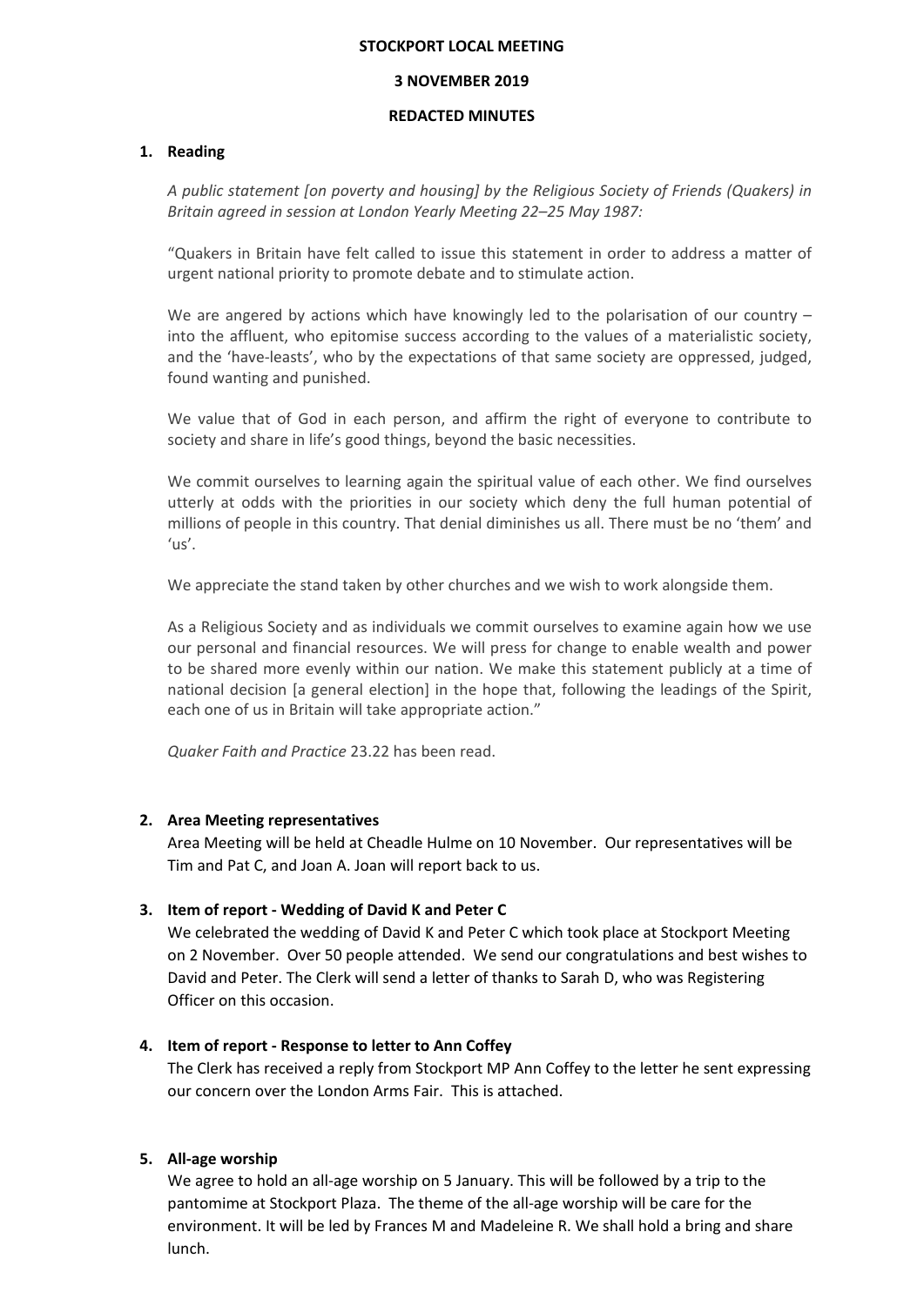**STOCKPORT LOCAL MEETING**

**3 NOVEMBER 2019**

**REDACTED MINUTES**

## 1. Reading

*A public statement [on poverty and housing] by the Religious Society of Friends (Quakers) in Britain agreed in session at London Yearly Meeting 22–25 May 1987:*

"Quakers in Britain have felt called to issue this statement in order to address a matter of urgent national priority to promote debate and to stimulate action.

We are angered by actions which have knowingly led to the polarisation of our country – into the affluent, who epitomise success according to the values of a materialistic society, and the 'have-leasts', who by the expectations of that same society are oppressed, judged, found wanting and punished.

We value that of God in each person, and affirm the right of everyone to contribute to society and share in life's good things, beyond the basic necessities.

We commit ourselves to learning again the spiritual value of each other. We find ourselves utterly at odds with the priorities in our society which deny the full human potential of millions of people in this country. That denial diminishes us all. There must be no 'them' and 'us'.

We appreciate the stand taken by other churches and we wish to work alongside them.

As a Religious Society and as individuals we commit ourselves to examine again how we use our personal and financial resources. We will press for change to enable wealth and power to be shared more evenly within our nation. We make this statement publicly at a time of national decision [a general election] in the hope that, following the leadings of the Spirit, each one of us in Britain will take appropriate action."

*Quaker Faith and Practice* 23.22 has been read.

## 2. Area Meeting representatives

Area Meeting will be held at Cheadle Hulme on 10 November. Our representatives will be Tim and Pat C, and Joan A. Joan will report back to us.

## 3. Item of report - Wedding of David K and Peter C

We celebrated the wedding of David K and Peter C which took place at Stockport Meeting on 2 November. Over 50 people attended. We send our congratulations and best wishes to David and Peter. The Clerk will send a letter of thanks to Sarah D, who was Registering Officer on this occasion.

## 4. Item of report - Response to letter to Ann Coffey

The Clerk has received a reply from Stockport MP Ann Coffey to the letter he sent expressing our concern over the London Arms Fair. This is attached.

## 5. All-age worship

We agree to hold an all-age worship on 5 January. This will be followed by a trip to the pantomime at Stockport Plaza. The theme of the all-age worship will be care for the environment. It will be led by Frances M and Madeleine R. We shall hold a bring and share lunch.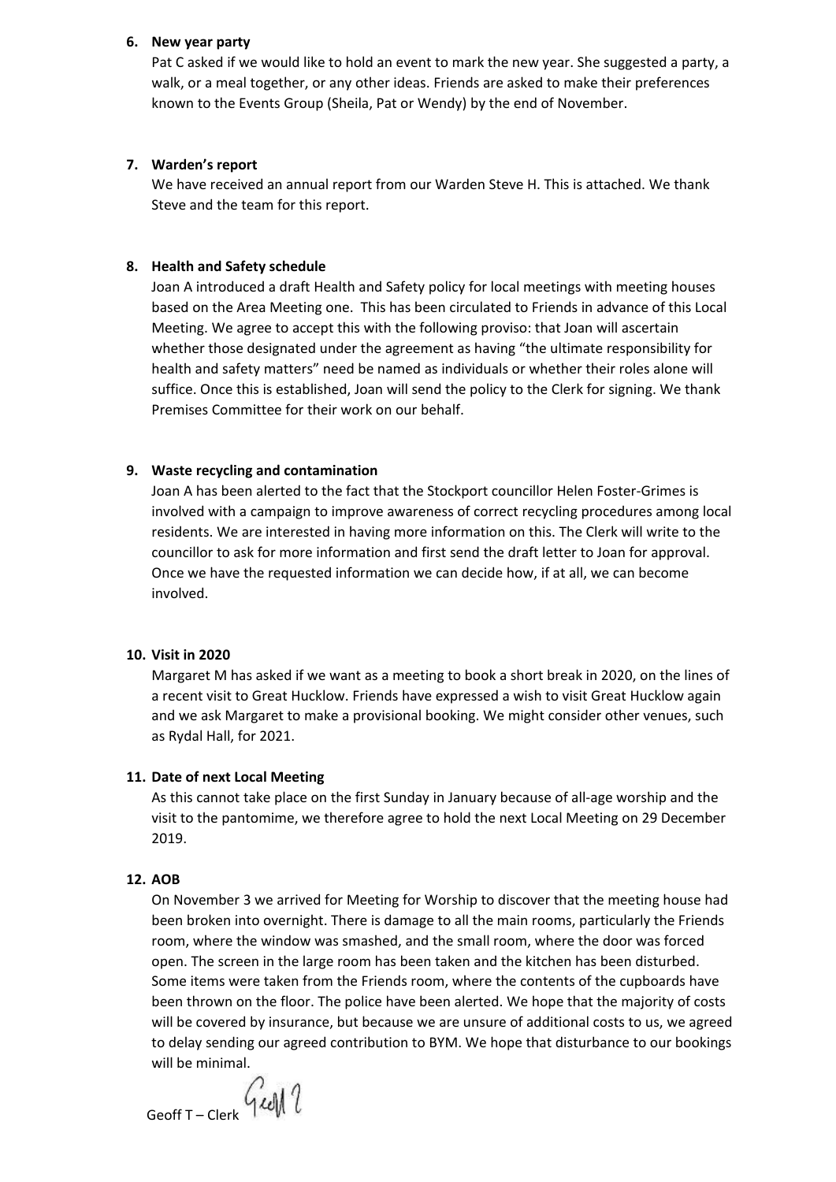**6. New year party**

Pat C asked if we would like to hold an event to mark the new year. She suggested a party, a walk, or a meal together, or any other ideas. Friends are asked to make their preferences known to the Events Group (Sheila, Pat or Wendy) by the end of November.

**7. Warden's report**

We have received an annual report from our Warden Steve H. This is attached. We thank Steve and the team for this report.

**8. Health and Safety schedule**

Joan A introduced a draft Health and Safety policy for local meetings with meeting houses based on the Area Meeting one. This has been circulated to Friends in advance of this Local Meeting. We agree to accept this with the following proviso: that Joan will ascertain whether those designated under the agreement as having "the ultimate responsibility for health and safety matters" need be named as individuals or whether their roles alone will suffice. Once this is established, Joan will send the policy to the Clerk for signing. We thank Premises Committee for their work on our behalf.

**9. Waste recycling and contamination**

Joan A has been alerted to the fact that the Stockport councillor Helen Foster-Grimes is involved with a campaign to improve awareness of correct recycling procedures among local residents. We are interested in having more information on this. The Clerk will write to the councillor to ask for more information and first send the draft letter to Joan for approval. Once we have the requested information we can decide how, if at all, we can become involved.

**10. Visit in 2020**

Margaret M has asked if we want as a meeting to book a short break in 2020, on the lines of a recent visit to Great Hucklow. Friends have expressed a wish to visit Great Hucklow again and we ask Margaret to make a provisional booking. We might consider other venues, such as Rydal Hall, for 2021.

**11. Date of next Local Meeting**

As this cannot take place on the first Sunday in January because of all-age worship and the visit to the pantomime, we therefore agree to hold the next Local Meeting on 29 December 2019.

**12. AOB**

On November 3 we arrived for Meeting for Worship to discover that the meeting house had been broken into overnight. There is damage to all the main rooms, particularly the Friends room, where the window was smashed, and the small room, where the door was forced open. The screen in the large room has been taken and the kitchen has been disturbed. Some items were taken from the Friends room, where the contents of the cupboards have been thrown on the floor. The police have been alerted. We hope that the majority of costs will be covered by insurance, but because we are unsure of additional costs to us, we agreed to delay sending our agreed contribution to BYM. We hope that disturbance to our bookings will be minimal.

Geoff T – Clerk